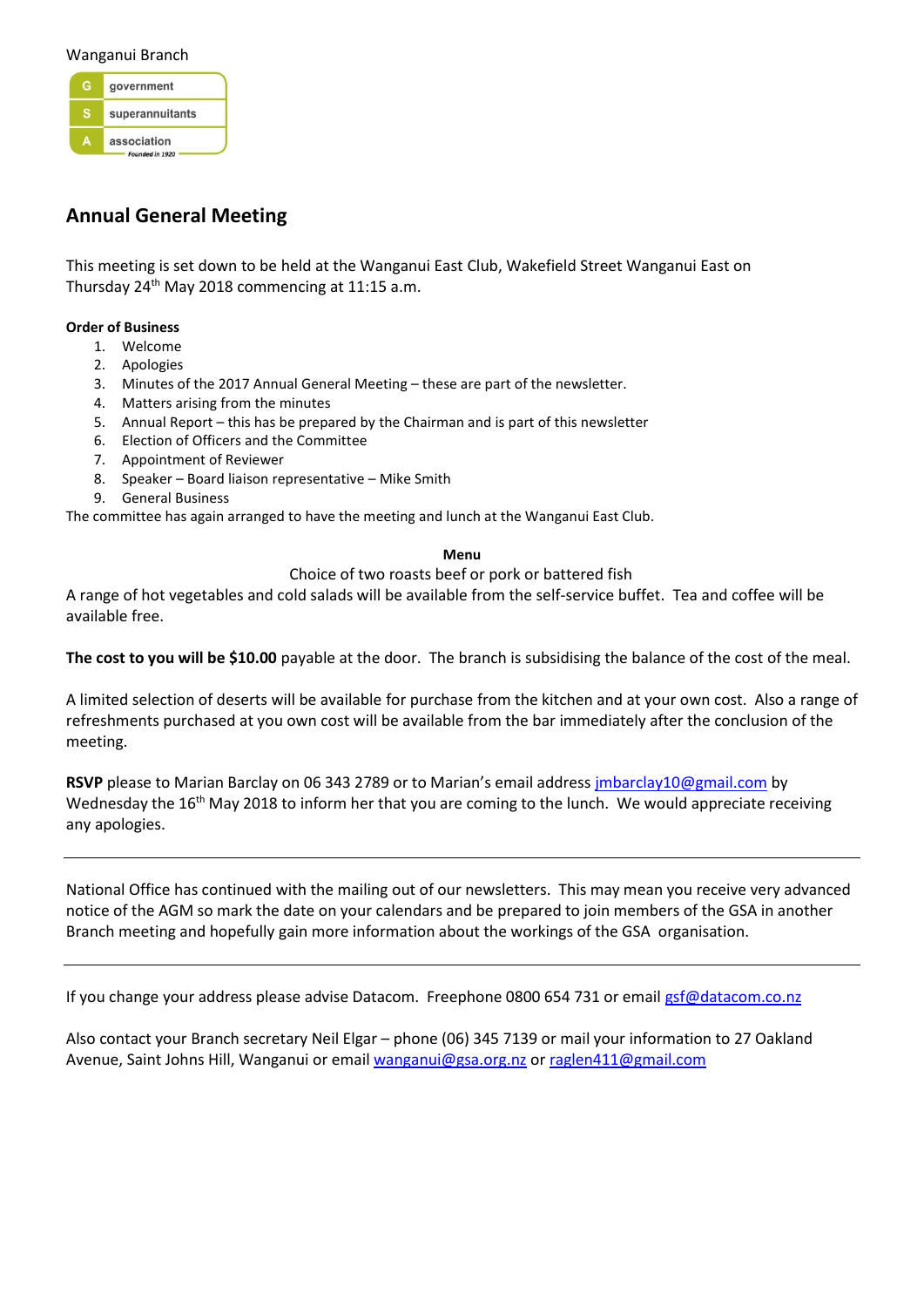Wanganui Branch

G government
S superannuitants
A association
Founded in 1920

## Annual General Meeting

This meeting is set down to be held at the Wanganui East Club, Wakefield Street Wanganui East on Thursday 24th May 2018 commencing at 11:15 a.m.

**Order of Business**

1. Welcome
2. Apologies
3. Minutes of the 2017 Annual General Meeting – these are part of the newsletter.
4. Matters arising from the minutes
5. Annual Report – this has be prepared by the Chairman and is part of this newsletter
6. Election of Officers and the Committee
7. Appointment of Reviewer
8. Speaker – Board liaison representative – Mike Smith
9. General Business

The committee has again arranged to have the meeting and lunch at the Wanganui East Club.

**Menu**

Choice of two roasts beef or pork or battered fish

A range of hot vegetables and cold salads will be available from the self-service buffet. Tea and coffee will be available free.

**The cost to you will be $10.00** payable at the door. The branch is subsidising the balance of the cost of the meal.

A limited selection of deserts will be available for purchase from the kitchen and at your own cost. Also a range of refreshments purchased at you own cost will be available from the bar immediately after the conclusion of the meeting.

**RSVP** please to Marian Barclay on 06 343 2789 or to Marian's email address jmbarclay10@gmail.com by Wednesday the 16th May 2018 to inform her that you are coming to the lunch. We would appreciate receiving any apologies.

---

National Office has continued with the mailing out of our newsletters. This may mean you receive very advanced notice of the AGM so mark the date on your calendars and be prepared to join members of the GSA in another Branch meeting and hopefully gain more information about the workings of the GSA organisation.

---

If you change your address please advise Datacom. Freephone 0800 654 731 or email gsf@datacom.co.nz

Also contact your Branch secretary Neil Elgar – phone (06) 345 7139 or mail your information to 27 Oakland Avenue, Saint Johns Hill, Wanganui or email wanganui@gsa.org.nz or raglen411@gmail.com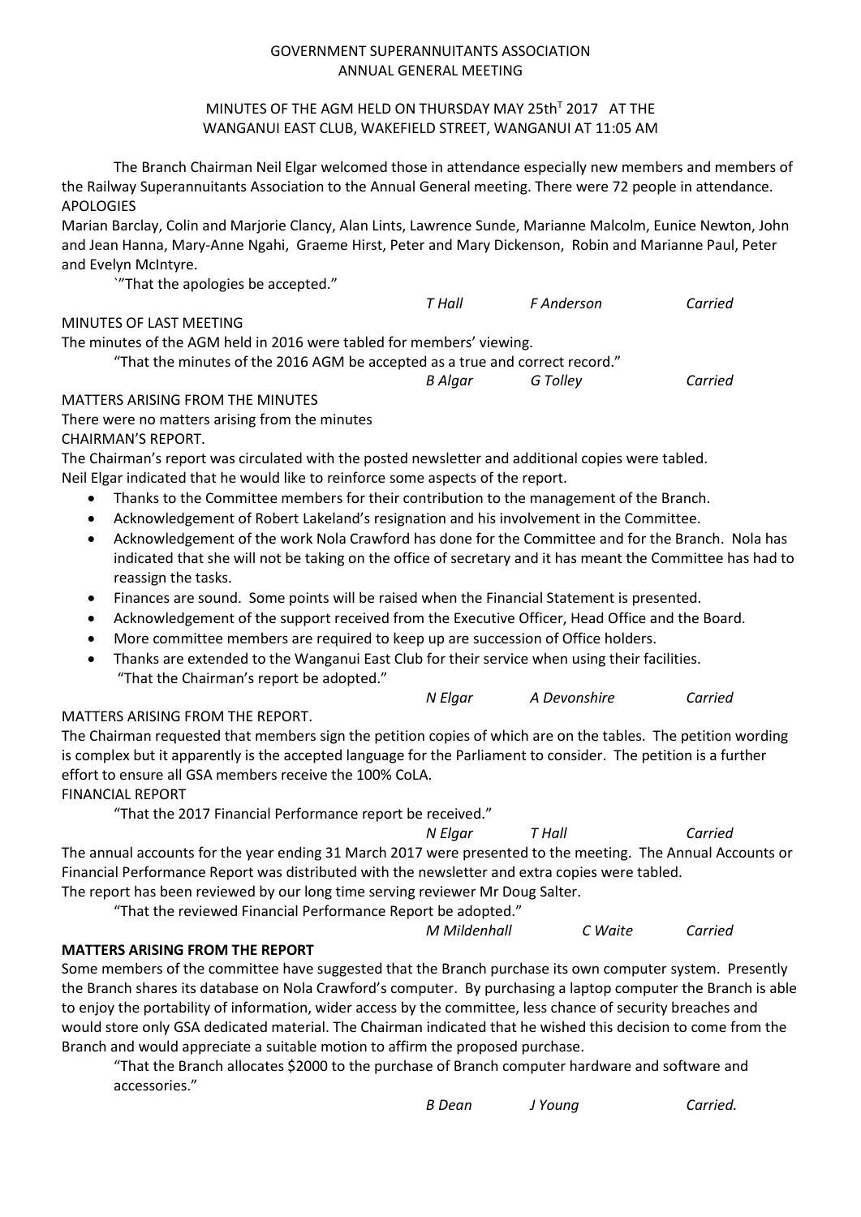GOVERNMENT SUPERANNUITANTS ASSOCIATION
ANNUAL GENERAL MEETING

MINUTES OF THE AGM HELD ON THURSDAY MAY 25th[T] 2017 AT THE WANGANUI EAST CLUB, WAKEFIELD STREET, WANGANUI AT 11:05 AM

The Branch Chairman Neil Elgar welcomed those in attendance especially new members and members of the Railway Superannuitants Association to the Annual General meeting. There were 72 people in attendance.

APOLOGIES

Marian Barclay, Colin and Marjorie Clancy, Alan Lints, Lawrence Sunde, Marianne Malcolm, Eunice Newton, John and Jean Hanna, Mary-Anne Ngahi, Graeme Hirst, Peter and Mary Dickenson, Robin and Marianne Paul, Peter and Evelyn McIntyre.

`"That the apologies be accepted."

*T Hall* *F Anderson* *Carried*

MINUTES OF LAST MEETING

The minutes of the AGM held in 2016 were tabled for members' viewing.

"That the minutes of the 2016 AGM be accepted as a true and correct record."

*B Algar* *G Tolley* *Carried*

MATTERS ARISING FROM THE MINUTES

There were no matters arising from the minutes

CHAIRMAN'S REPORT.

The Chairman's report was circulated with the posted newsletter and additional copies were tabled.
Neil Elgar indicated that he would like to reinforce some aspects of the report.

- Thanks to the Committee members for their contribution to the management of the Branch.
- Acknowledgement of Robert Lakeland's resignation and his involvement in the Committee.
- Acknowledgement of the work Nola Crawford has done for the Committee and for the Branch. Nola has indicated that she will not be taking on the office of secretary and it has meant the Committee has had to reassign the tasks.
- Finances are sound. Some points will be raised when the Financial Statement is presented.
- Acknowledgement of the support received from the Executive Officer, Head Office and the Board.
- More committee members are required to keep up are succession of Office holders.
- Thanks are extended to the Wanganui East Club for their service when using their facilities.

"That the Chairman's report be adopted."

*N Elgar* *A Devonshire* *Carried*

MATTERS ARISING FROM THE REPORT.

The Chairman requested that members sign the petition copies of which are on the tables. The petition wording is complex but it apparently is the accepted language for the Parliament to consider. The petition is a further effort to ensure all GSA members receive the 100% CoLA.

FINANCIAL REPORT

"That the 2017 Financial Performance report be received."

*N Elgar* *T Hall* *Carried*

The annual accounts for the year ending 31 March 2017 were presented to the meeting. The Annual Accounts or Financial Performance Report was distributed with the newsletter and extra copies were tabled.
The report has been reviewed by our long time serving reviewer Mr Doug Salter.

"That the reviewed Financial Performance Report be adopted."

*M Mildenhall* *C Waite* *Carried*

**MATTERS ARISING FROM THE REPORT**

Some members of the committee have suggested that the Branch purchase its own computer system. Presently the Branch shares its database on Nola Crawford's computer. By purchasing a laptop computer the Branch is able to enjoy the portability of information, wider access by the committee, less chance of security breaches and would store only GSA dedicated material. The Chairman indicated that he wished this decision to come from the Branch and would appreciate a suitable motion to affirm the proposed purchase.

"That the Branch allocates $2000 to the purchase of Branch computer hardware and software and accessories."

*B Dean* *J Young* *Carried.*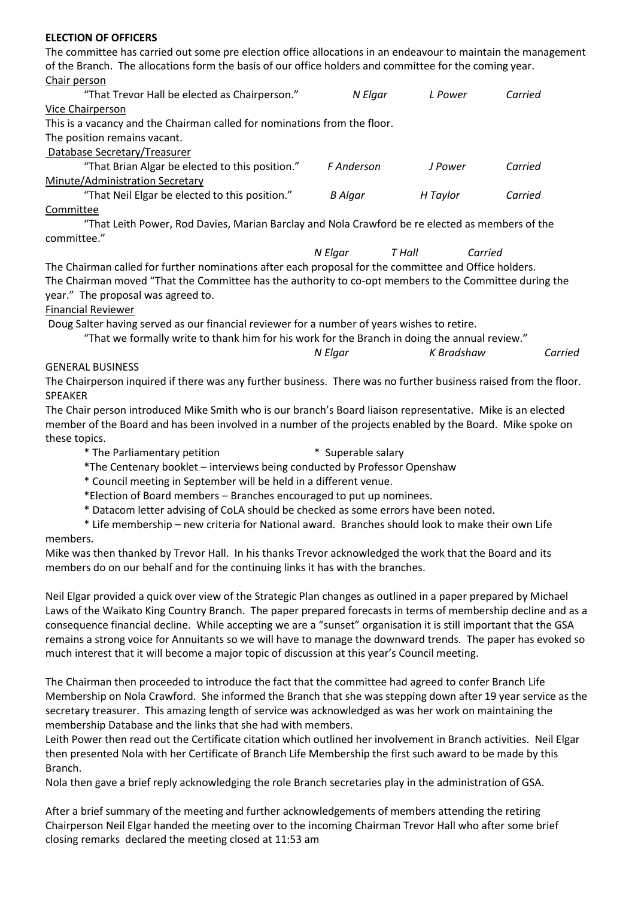**ELECTION OF OFFICERS**

The committee has carried out some pre election office allocations in an endeavour to maintain the management of the Branch. The allocations form the basis of our office holders and committee for the coming year.

<u>Chair person</u>

"That Trevor Hall be elected as Chairperson." *N Elgar* *L Power* *Carried*

<u>Vice Chairperson</u>

This is a vacancy and the Chairman called for nominations from the floor.
The position remains vacant.

<u>Database Secretary/Treasurer</u>

"That Brian Algar be elected to this position." *F Anderson* *J Power* *Carried*

<u>Minute/Administration Secretary</u>

"That Neil Elgar be elected to this position." *B Algar* *H Taylor* *Carried*

<u>Committee</u>

"That Leith Power, Rod Davies, Marian Barclay and Nola Crawford be re elected as members of the committee."

*N Elgar* *T Hall* *Carried*

The Chairman called for further nominations after each proposal for the committee and Office holders.
The Chairman moved "That the Committee has the authority to co-opt members to the Committee during the year." The proposal was agreed to.

<u>Financial Reviewer</u>

Doug Salter having served as our financial reviewer for a number of years wishes to retire.

"That we formally write to thank him for his work for the Branch in doing the annual review."

*N Elgar* *K Bradshaw* *Carried*

GENERAL BUSINESS

The Chairperson inquired if there was any further business. There was no further business raised from the floor.

SPEAKER

The Chair person introduced Mike Smith who is our branch's Board liaison representative. Mike is an elected member of the Board and has been involved in a number of the projects enabled by the Board. Mike spoke on these topics.

* The Parliamentary petition
* Superable salary
* The Centenary booklet – interviews being conducted by Professor Openshaw
* Council meeting in September will be held in a different venue.
* Election of Board members – Branches encouraged to put up nominees.
* Datacom letter advising of CoLA should be checked as some errors have been noted.
* Life membership – new criteria for National award. Branches should look to make their own Life members.

Mike was then thanked by Trevor Hall. In his thanks Trevor acknowledged the work that the Board and its members do on our behalf and for the continuing links it has with the branches.

Neil Elgar provided a quick over view of the Strategic Plan changes as outlined in a paper prepared by Michael Laws of the Waikato King Country Branch. The paper prepared forecasts in terms of membership decline and as a consequence financial decline. While accepting we are a "sunset" organisation it is still important that the GSA remains a strong voice for Annuitants so we will have to manage the downward trends. The paper has evoked so much interest that it will become a major topic of discussion at this year's Council meeting.

The Chairman then proceeded to introduce the fact that the committee had agreed to confer Branch Life Membership on Nola Crawford. She informed the Branch that she was stepping down after 19 year service as the secretary treasurer. This amazing length of service was acknowledged as was her work on maintaining the membership Database and the links that she had with members.

Leith Power then read out the Certificate citation which outlined her involvement in Branch activities. Neil Elgar then presented Nola with her Certificate of Branch Life Membership the first such award to be made by this Branch.

Nola then gave a brief reply acknowledging the role Branch secretaries play in the administration of GSA.

After a brief summary of the meeting and further acknowledgements of members attending the retiring Chairperson Neil Elgar handed the meeting over to the incoming Chairman Trevor Hall who after some brief closing remarks declared the meeting closed at 11:53 am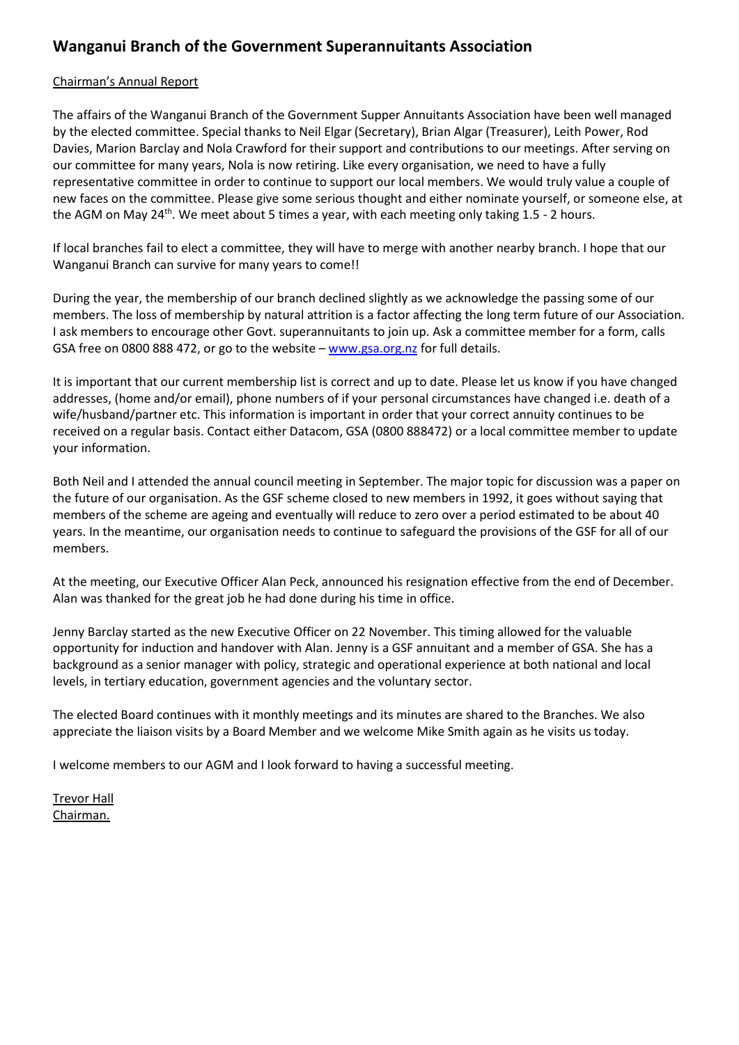# Wanganui Branch of the Government Superannuitants Association

Chairman's Annual Report

The affairs of the Wanganui Branch of the Government Supper Annuitants Association have been well managed by the elected committee. Special thanks to Neil Elgar (Secretary), Brian Algar (Treasurer), Leith Power, Rod Davies, Marion Barclay and Nola Crawford for their support and contributions to our meetings. After serving on our committee for many years, Nola is now retiring. Like every organisation, we need to have a fully representative committee in order to continue to support our local members. We would truly value a couple of new faces on the committee. Please give some serious thought and either nominate yourself, or someone else, at the AGM on May 24th. We meet about 5 times a year, with each meeting only taking 1.5 - 2 hours.

If local branches fail to elect a committee, they will have to merge with another nearby branch. I hope that our Wanganui Branch can survive for many years to come!!

During the year, the membership of our branch declined slightly as we acknowledge the passing some of our members. The loss of membership by natural attrition is a factor affecting the long term future of our Association. I ask members to encourage other Govt. superannuitants to join up. Ask a committee member for a form, calls GSA free on 0800 888 472, or go to the website – www.gsa.org.nz for full details.

It is important that our current membership list is correct and up to date. Please let us know if you have changed addresses, (home and/or email), phone numbers of if your personal circumstances have changed i.e. death of a wife/husband/partner etc. This information is important in order that your correct annuity continues to be received on a regular basis. Contact either Datacom, GSA (0800 888472) or a local committee member to update your information.

Both Neil and I attended the annual council meeting in September. The major topic for discussion was a paper on the future of our organisation. As the GSF scheme closed to new members in 1992, it goes without saying that members of the scheme are ageing and eventually will reduce to zero over a period estimated to be about 40 years. In the meantime, our organisation needs to continue to safeguard the provisions of the GSF for all of our members.

At the meeting, our Executive Officer Alan Peck, announced his resignation effective from the end of December. Alan was thanked for the great job he had done during his time in office.

Jenny Barclay started as the new Executive Officer on 22 November. This timing allowed for the valuable opportunity for induction and handover with Alan. Jenny is a GSF annuitant and a member of GSA. She has a background as a senior manager with policy, strategic and operational experience at both national and local levels, in tertiary education, government agencies and the voluntary sector.

The elected Board continues with it monthly meetings and its minutes are shared to the Branches. We also appreciate the liaison visits by a Board Member and we welcome Mike Smith again as he visits us today.

I welcome members to our AGM and I look forward to having a successful meeting.

Trevor Hall
Chairman.